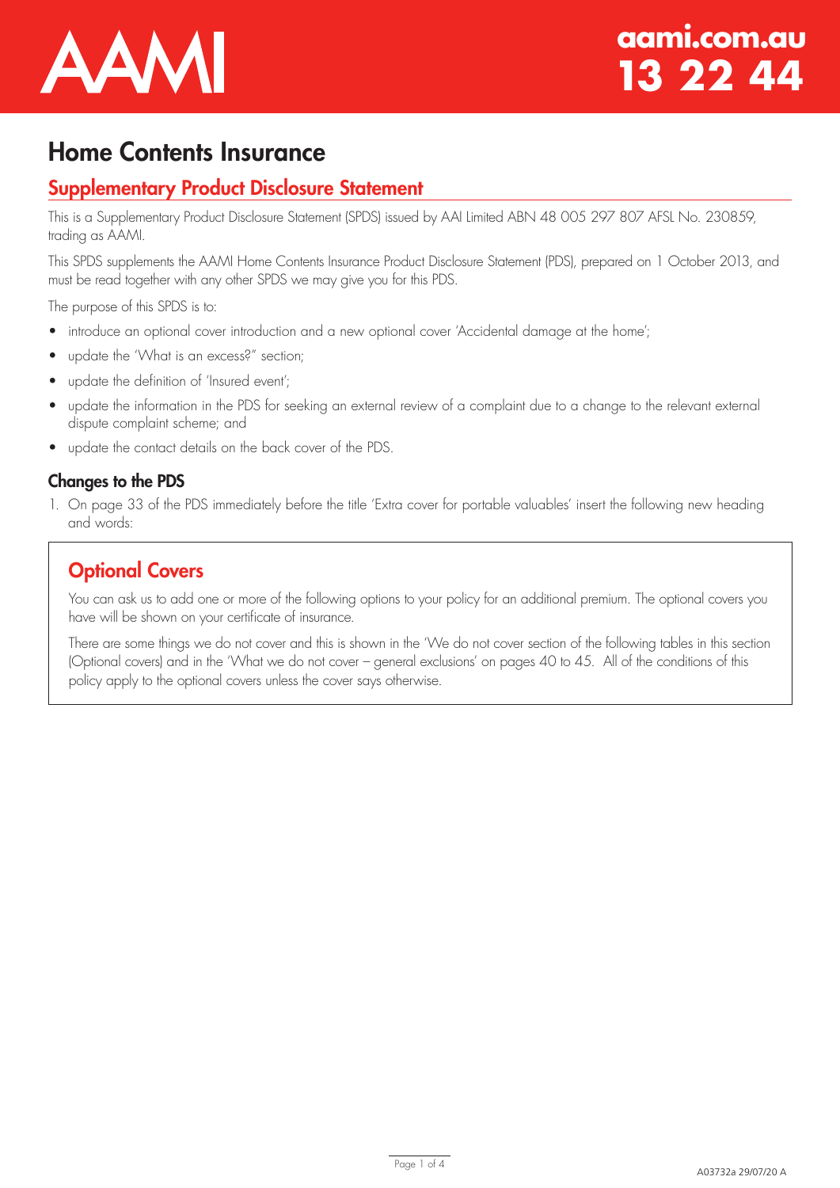AAMI

aami.com.au
13 22 44

# Home Contents Insurance

## Supplementary Product Disclosure Statement

This is a Supplementary Product Disclosure Statement (SPDS) issued by AAI Limited ABN 48 005 297 807 AFSL No. 230859, trading as AAMI.

This SPDS supplements the AAMI Home Contents Insurance Product Disclosure Statement (PDS), prepared on 1 October 2013, and must be read together with any other SPDS we may give you for this PDS.

The purpose of this SPDS is to:

- introduce an optional cover introduction and a new optional cover 'Accidental damage at the home';
- update the 'What is an excess?" section;
- update the definition of 'Insured event';
- update the information in the PDS for seeking an external review of a complaint due to a change to the relevant external dispute complaint scheme; and
- update the contact details on the back cover of the PDS.

### Changes to the PDS

1. On page 33 of the PDS immediately before the title 'Extra cover for portable valuables' insert the following new heading and words:

> ## Optional Covers
>
> You can ask us to add one or more of the following options to your policy for an additional premium. The optional covers you have will be shown on your certificate of insurance.
>
> There are some things we do not cover and this is shown in the 'We do not cover section of the following tables in this section (Optional covers) and in the 'What we do not cover – general exclusions' on pages 40 to 45. All of the conditions of this policy apply to the optional covers unless the cover says otherwise.

A03732a 29/07/20 A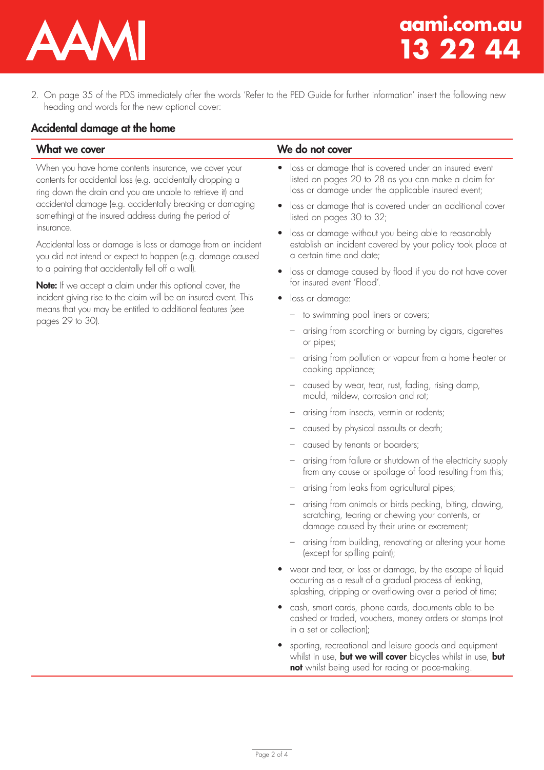2. On page 35 of the PDS immediately after the words 'Refer to the PED Guide for further information' insert the following new heading and words for the new optional cover:

## Accidental damage at the home

### What we cover

When you have home contents insurance, we cover your contents for accidental loss (e.g. accidentally dropping a ring down the drain and you are unable to retrieve it) and accidental damage (e.g. accidentally breaking or damaging something) at the insured address during the period of insurance.

Accidental loss or damage is loss or damage from an incident you did not intend or expect to happen (e.g. damage caused to a painting that accidentally fell off a wall).

**Note:** If we accept a claim under this optional cover, the incident giving rise to the claim will be an insured event. This means that you may be entitled to additional features (see pages 29 to 30).

### We do not cover

- loss or damage that is covered under an insured event listed on pages 20 to 28 as you can make a claim for loss or damage under the applicable insured event;
- loss or damage that is covered under an additional cover listed on pages 30 to 32;
- loss or damage without you being able to reasonably establish an incident covered by your policy took place at a certain time and date;
- loss or damage caused by flood if you do not have cover for insured event 'Flood'.
- loss or damage:
  - to swimming pool liners or covers;
  - arising from scorching or burning by cigars, cigarettes or pipes;
  - arising from pollution or vapour from a home heater or cooking appliance;
  - caused by wear, tear, rust, fading, rising damp, mould, mildew, corrosion and rot;
  - arising from insects, vermin or rodents;
  - caused by physical assaults or death;
  - caused by tenants or boarders;
  - arising from failure or shutdown of the electricity supply from any cause or spoilage of food resulting from this;
  - arising from leaks from agricultural pipes;
  - arising from animals or birds pecking, biting, clawing, scratching, tearing or chewing your contents, or damage caused by their urine or excrement;
  - arising from building, renovating or altering your home (except for spilling paint);
- wear and tear, or loss or damage, by the escape of liquid occurring as a result of a gradual process of leaking, splashing, dripping or overflowing over a period of time;
- cash, smart cards, phone cards, documents able to be cashed or traded, vouchers, money orders or stamps (not in a set or collection);
- sporting, recreational and leisure goods and equipment whilst in use, **but we will cover** bicycles whilst in use, **but not** whilst being used for racing or pace-making.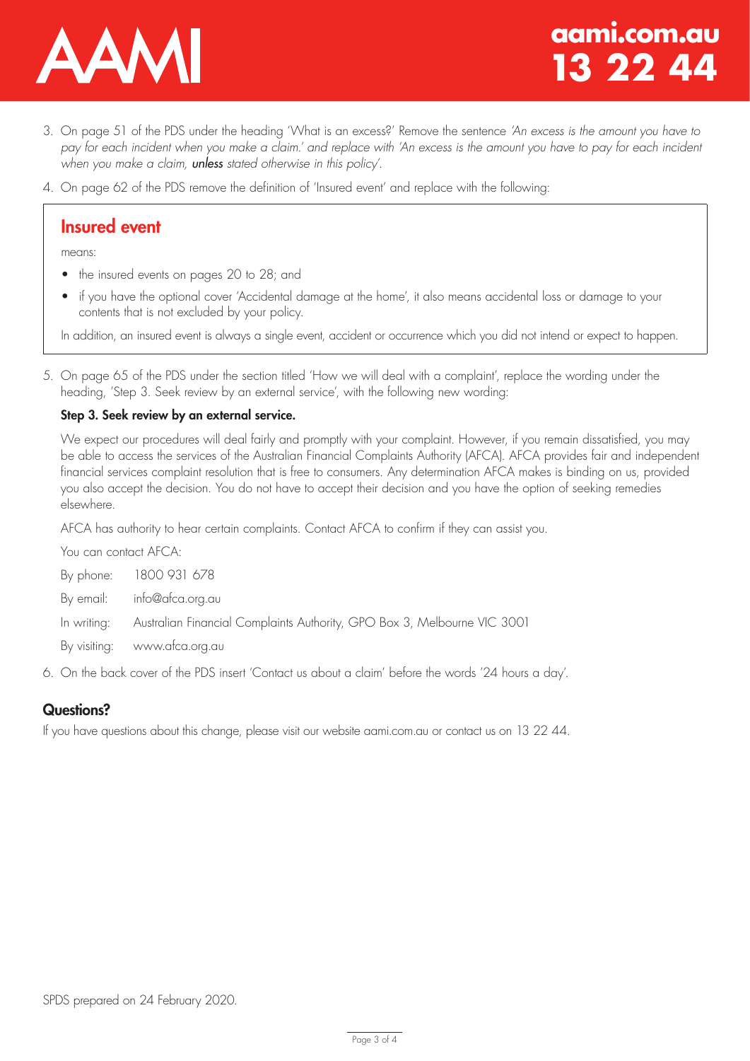3. On page 51 of the PDS under the heading 'What is an excess?' Remove the sentence *'An excess is the amount you have to pay for each incident when you make a claim.'* and replace with *'An excess is the amount you have to pay for each incident when you make a claim, **unless** stated otherwise in this policy'*.
4. On page 62 of the PDS remove the definition of 'Insured event' and replace with the following:

> ### Insured event
>
> means:
>
> - the insured events on pages 20 to 28; and
> - if you have the optional cover 'Accidental damage at the home', it also means accidental loss or damage to your contents that is not excluded by your policy.
>
> In addition, an insured event is always a single event, accident or occurrence which you did not intend or expect to happen.

5. On page 65 of the PDS under the section titled 'How we will deal with a complaint', replace the wording under the heading, 'Step 3. Seek review by an external service', with the following new wording:

   **Step 3. Seek review by an external service.**

   We expect our procedures will deal fairly and promptly with your complaint. However, if you remain dissatisfied, you may be able to access the services of the Australian Financial Complaints Authority (AFCA). AFCA provides fair and independent financial services complaint resolution that is free to consumers. Any determination AFCA makes is binding on us, provided you also accept the decision. You do not have to accept their decision and you have the option of seeking remedies elsewhere.

   AFCA has authority to hear certain complaints. Contact AFCA to confirm if they can assist you.

   You can contact AFCA:

   By phone: 1800 931 678

   By email: info@afca.org.au

   In writing: Australian Financial Complaints Authority, GPO Box 3, Melbourne VIC 3001

   By visiting: www.afca.org.au

6. On the back cover of the PDS insert 'Contact us about a claim' before the words '24 hours a day'.

## Questions?

If you have questions about this change, please visit our website aami.com.au or contact us on 13 22 44.

SPDS prepared on 24 February 2020.